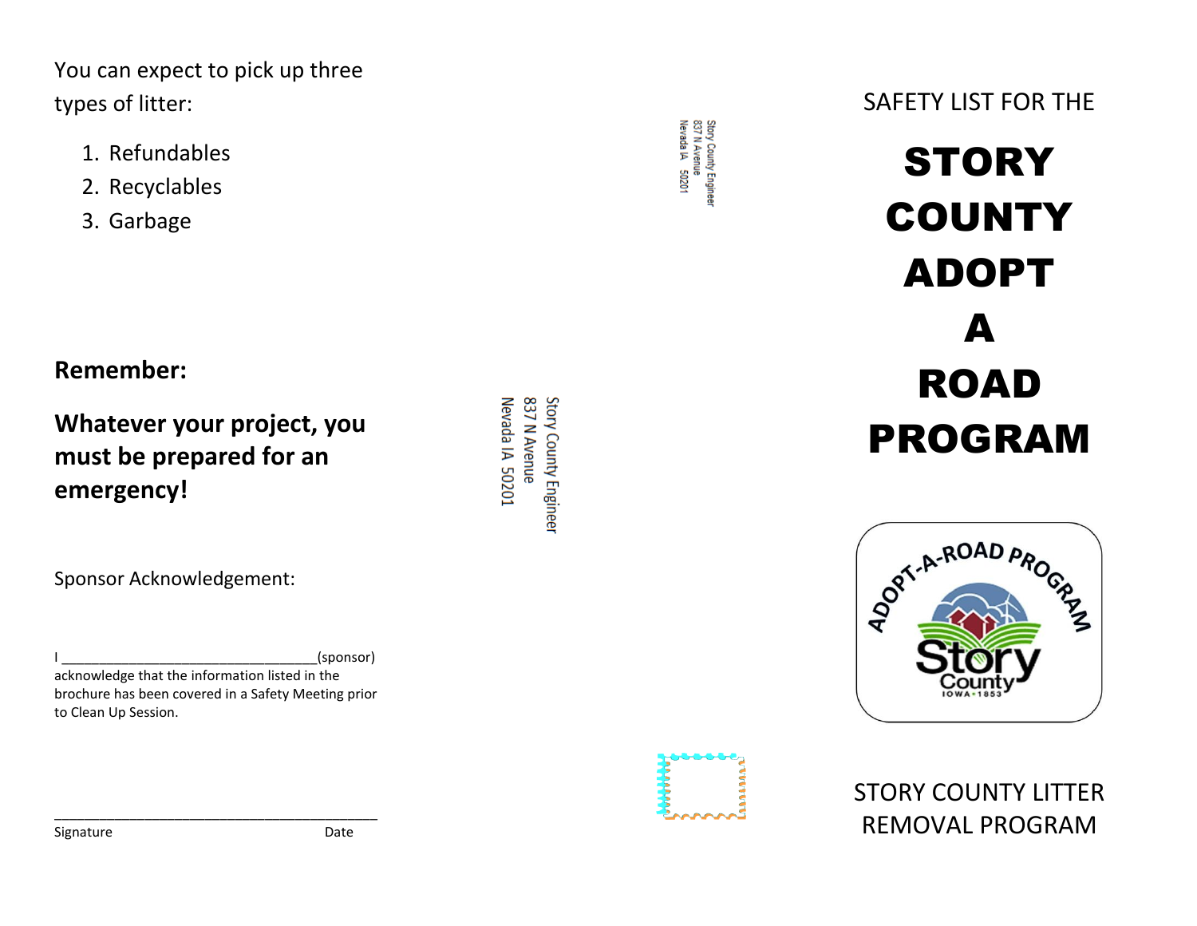You can expect to pick up three types of litter:

1. Refundables
2. Recyclables
3. Garbage

**Remember:**

**Whatever your project, you must be prepared for an emergency!**

Sponsor Acknowledgement:

I ________________________________(sponsor) acknowledge that the information listed in the brochure has been covered in a Safety Meeting prior to Clean Up Session.

________________________________________

Signature Date

Story County Engineer
837 N Avenue
Nevada IA 50201

Story County Engineer
837 N Avenue
Nevada IA 50201

SAFETY LIST FOR THE

# STORY COUNTY ADOPT A ROAD PROGRAM

STORY COUNTY LITTER REMOVAL PROGRAM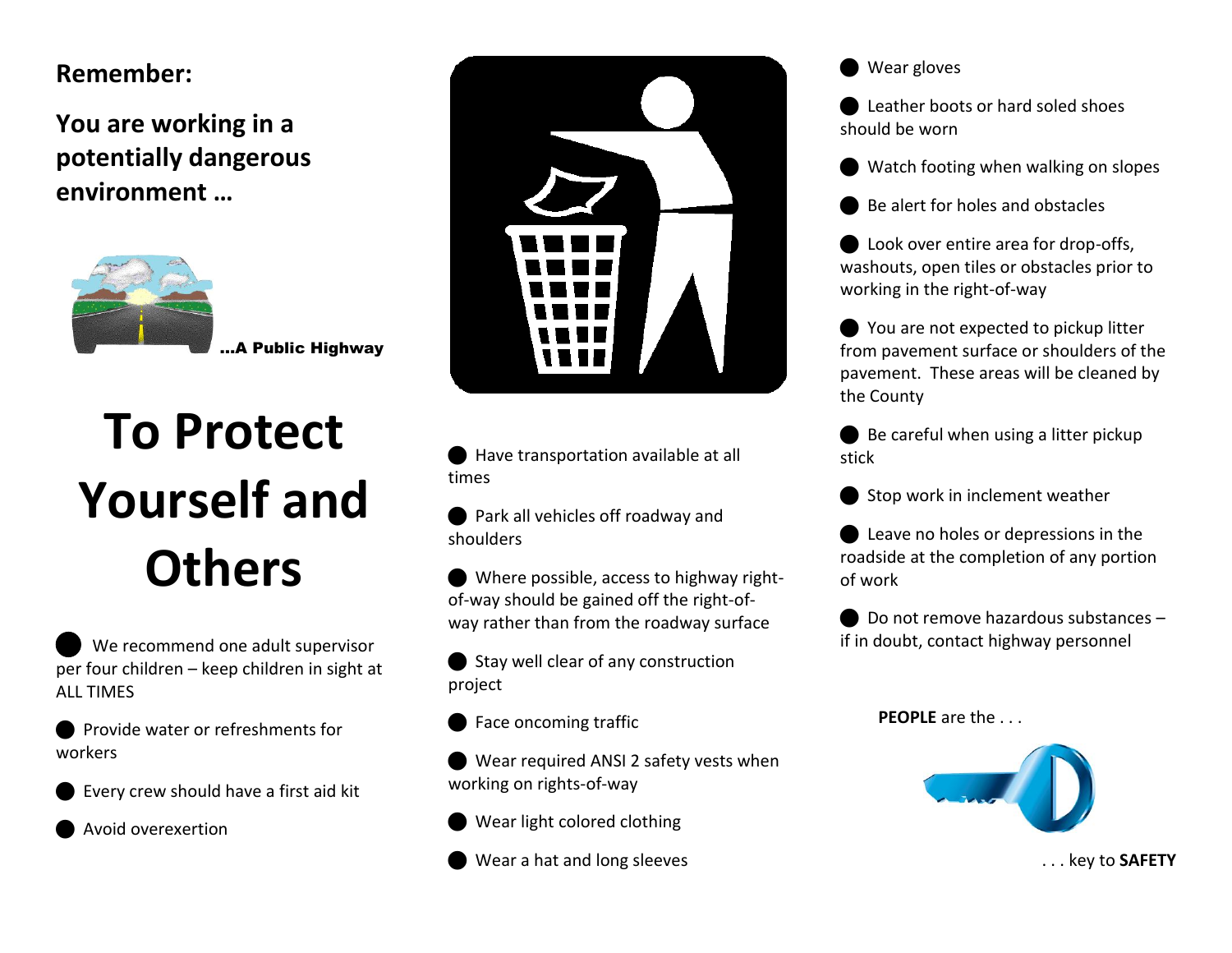**Remember:**

**You are working in a potentially dangerous environment …**

**…A Public Highway**

# To Protect Yourself and Others

- We recommend one adult supervisor per four children – keep children in sight at ALL TIMES
- Provide water or refreshments for workers
- Every crew should have a first aid kit
- Avoid overexertion
- Have transportation available at all times
- Park all vehicles off roadway and shoulders
- Where possible, access to highway right-of-way should be gained off the right-of-way rather than from the roadway surface
- Stay well clear of any construction project
- Face oncoming traffic
- Wear required ANSI 2 safety vests when working on rights-of-way
- Wear light colored clothing
- Wear a hat and long sleeves
- Wear gloves
- Leather boots or hard soled shoes should be worn
- Watch footing when walking on slopes
- Be alert for holes and obstacles
- Look over entire area for drop-offs, washouts, open tiles or obstacles prior to working in the right-of-way
- You are not expected to pickup litter from pavement surface or shoulders of the pavement. These areas will be cleaned by the County
- Be careful when using a litter pickup stick
- Stop work in inclement weather
- Leave no holes or depressions in the roadside at the completion of any portion of work
- Do not remove hazardous substances – if in doubt, contact highway personnel

**PEOPLE** are the . . .

. . . key to **SAFETY**